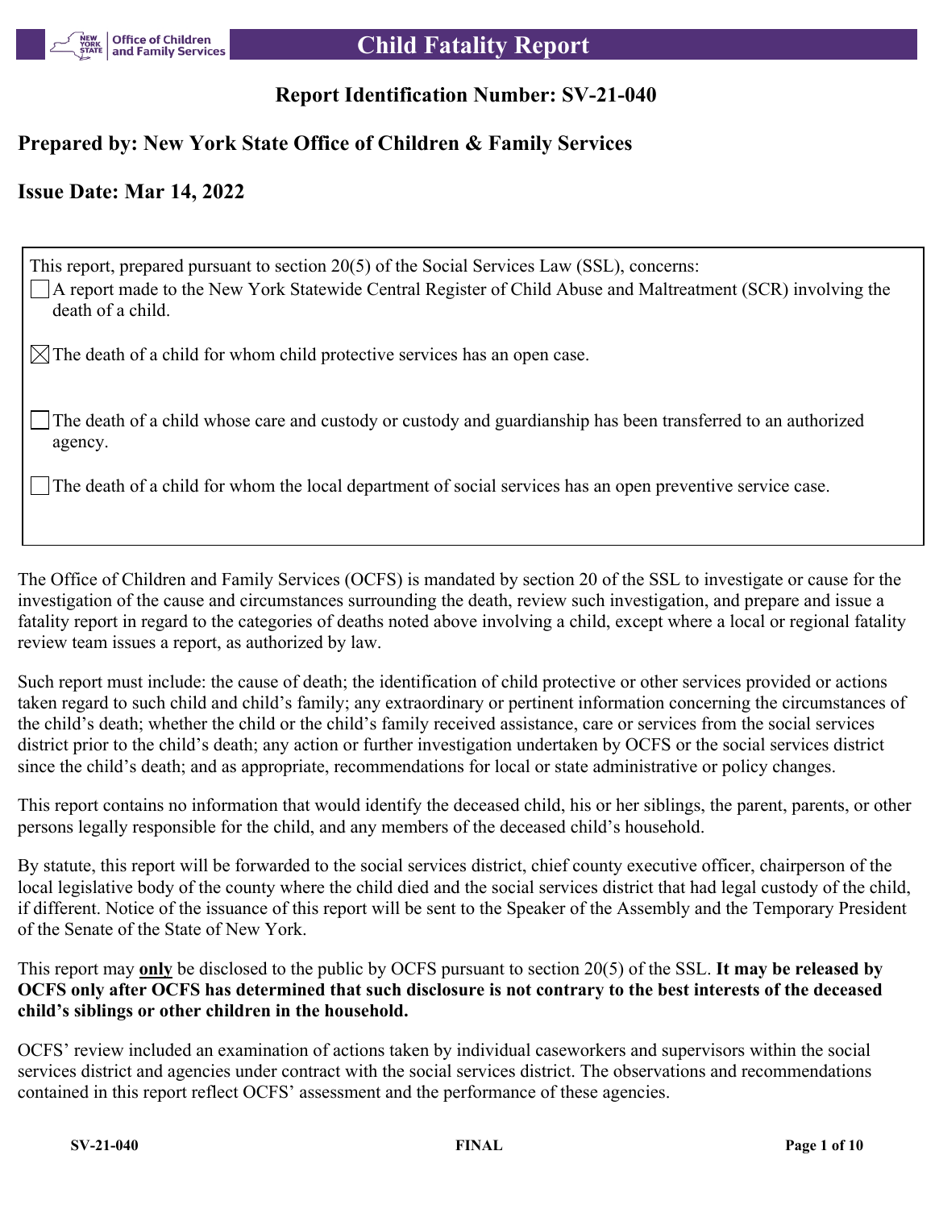# Child Fatality Report

## Report Identification Number: SV-21-040

## Prepared by: New York State Office of Children & Family Services

## Issue Date: Mar 14, 2022

This report, prepared pursuant to section 20(5) of the Social Services Law (SSL), concerns:

- [ ] A report made to the New York Statewide Central Register of Child Abuse and Maltreatment (SCR) involving the death of a child.
- [x] The death of a child for whom child protective services has an open case.
- [ ] The death of a child whose care and custody or custody and guardianship has been transferred to an authorized agency.
- [ ] The death of a child for whom the local department of social services has an open preventive service case.

The Office of Children and Family Services (OCFS) is mandated by section 20 of the SSL to investigate or cause for the investigation of the cause and circumstances surrounding the death, review such investigation, and prepare and issue a fatality report in regard to the categories of deaths noted above involving a child, except where a local or regional fatality review team issues a report, as authorized by law.

Such report must include: the cause of death; the identification of child protective or other services provided or actions taken regard to such child and child's family; any extraordinary or pertinent information concerning the circumstances of the child's death; whether the child or the child's family received assistance, care or services from the social services district prior to the child's death; any action or further investigation undertaken by OCFS or the social services district since the child's death; and as appropriate, recommendations for local or state administrative or policy changes.

This report contains no information that would identify the deceased child, his or her siblings, the parent, parents, or other persons legally responsible for the child, and any members of the deceased child's household.

By statute, this report will be forwarded to the social services district, chief county executive officer, chairperson of the local legislative body of the county where the child died and the social services district that had legal custody of the child, if different. Notice of the issuance of this report will be sent to the Speaker of the Assembly and the Temporary President of the Senate of the State of New York.

This report may **only** be disclosed to the public by OCFS pursuant to section 20(5) of the SSL. **It may be released by OCFS only after OCFS has determined that such disclosure is not contrary to the best interests of the deceased child's siblings or other children in the household.**

OCFS' review included an examination of actions taken by individual caseworkers and supervisors within the social services district and agencies under contract with the social services district. The observations and recommendations contained in this report reflect OCFS' assessment and the performance of these agencies.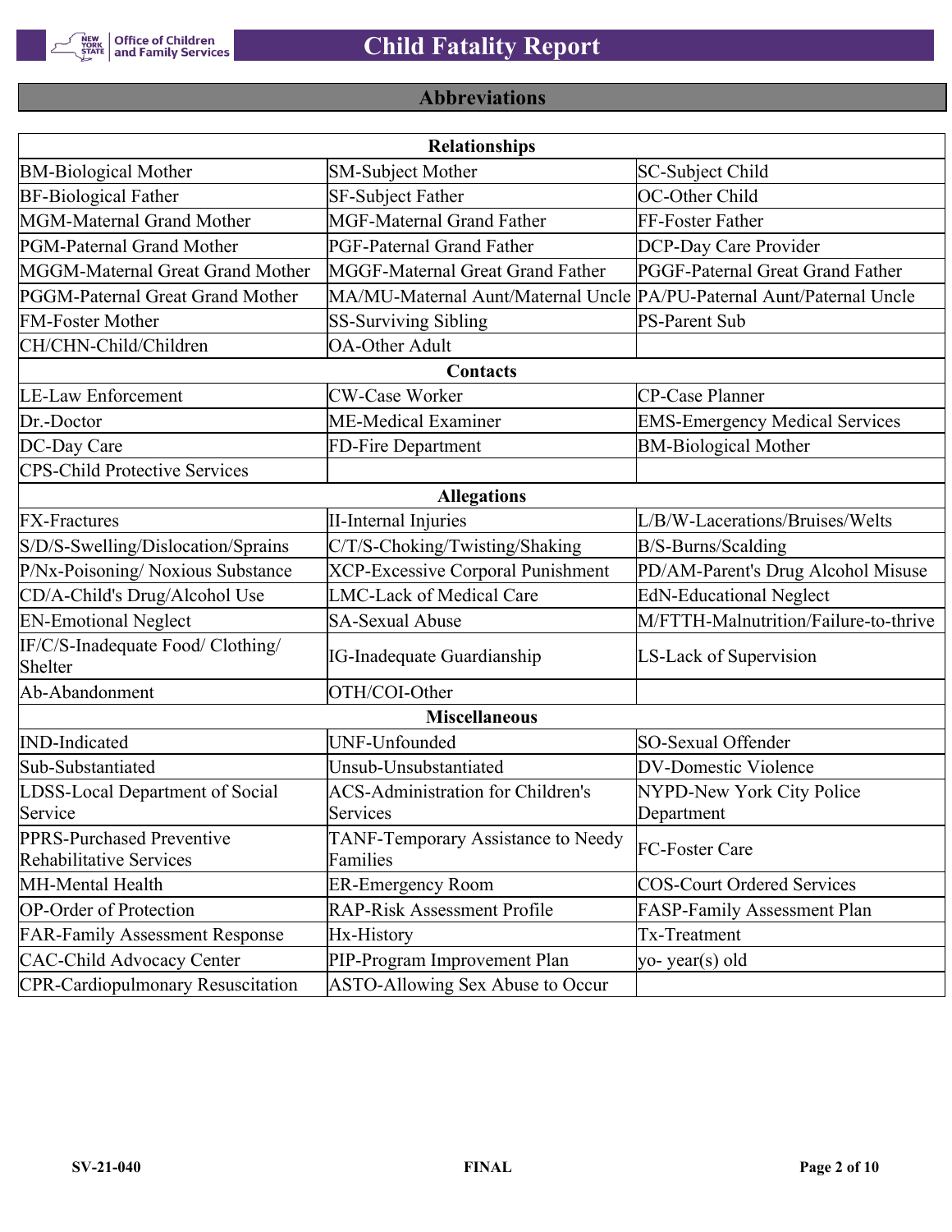## Abbreviations

| Relationships | | |
|---|---|---|
| BM-Biological Mother | SM-Subject Mother | SC-Subject Child |
| BF-Biological Father | SF-Subject Father | OC-Other Child |
| MGM-Maternal Grand Mother | MGF-Maternal Grand Father | FF-Foster Father |
| PGM-Paternal Grand Mother | PGF-Paternal Grand Father | DCP-Day Care Provider |
| MGGM-Maternal Great Grand Mother | MGGF-Maternal Great Grand Father | PGGF-Paternal Great Grand Father |
| PGGM-Paternal Great Grand Mother | MA/MU-Maternal Aunt/Maternal Uncle | PA/PU-Paternal Aunt/Paternal Uncle |
| FM-Foster Mother | SS-Surviving Sibling | PS-Parent Sub |
| CH/CHN-Child/Children | OA-Other Adult | |
| **Contacts** | | |
| LE-Law Enforcement | CW-Case Worker | CP-Case Planner |
| Dr.-Doctor | ME-Medical Examiner | EMS-Emergency Medical Services |
| DC-Day Care | FD-Fire Department | BM-Biological Mother |
| CPS-Child Protective Services | | |
| **Allegations** | | |
| FX-Fractures | II-Internal Injuries | L/B/W-Lacerations/Bruises/Welts |
| S/D/S-Swelling/Dislocation/Sprains | C/T/S-Choking/Twisting/Shaking | B/S-Burns/Scalding |
| P/Nx-Poisoning/ Noxious Substance | XCP-Excessive Corporal Punishment | PD/AM-Parent's Drug Alcohol Misuse |
| CD/A-Child's Drug/Alcohol Use | LMC-Lack of Medical Care | EdN-Educational Neglect |
| EN-Emotional Neglect | SA-Sexual Abuse | M/FTTH-Malnutrition/Failure-to-thrive |
| IF/C/S-Inadequate Food/ Clothing/ Shelter | IG-Inadequate Guardianship | LS-Lack of Supervision |
| Ab-Abandonment | OTH/COI-Other | |
| **Miscellaneous** | | |
| IND-Indicated | UNF-Unfounded | SO-Sexual Offender |
| Sub-Substantiated | Unsub-Unsubstantiated | DV-Domestic Violence |
| LDSS-Local Department of Social Service | ACS-Administration for Children's Services | NYPD-New York City Police Department |
| PPRS-Purchased Preventive Rehabilitative Services | TANF-Temporary Assistance to Needy Families | FC-Foster Care |
| MH-Mental Health | ER-Emergency Room | COS-Court Ordered Services |
| OP-Order of Protection | RAP-Risk Assessment Profile | FASP-Family Assessment Plan |
| FAR-Family Assessment Response | Hx-History | Tx-Treatment |
| CAC-Child Advocacy Center | PIP-Program Improvement Plan | yo- year(s) old |
| CPR-Cardiopulmonary Resuscitation | ASTO-Allowing Sex Abuse to Occur | |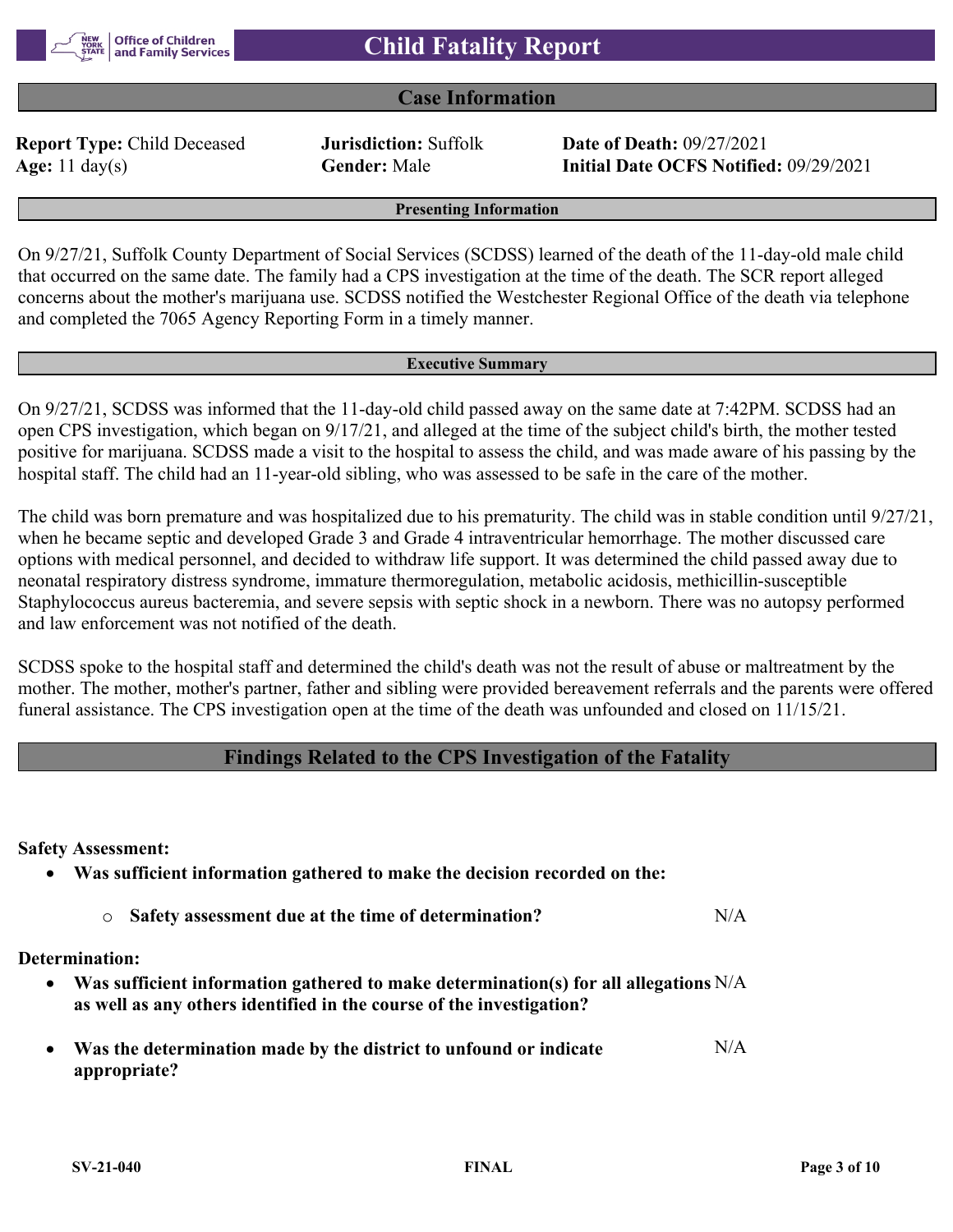# Child Fatality Report

## Case Information

**Report Type:** Child Deceased
**Jurisdiction:** Suffolk
**Date of Death:** 09/27/2021
**Age:** 11 day(s)
**Gender:** Male
**Initial Date OCFS Notified:** 09/29/2021

### Presenting Information

On 9/27/21, Suffolk County Department of Social Services (SCDSS) learned of the death of the 11-day-old male child that occurred on the same date. The family had a CPS investigation at the time of the death. The SCR report alleged concerns about the mother's marijuana use. SCDSS notified the Westchester Regional Office of the death via telephone and completed the 7065 Agency Reporting Form in a timely manner.

### Executive Summary

On 9/27/21, SCDSS was informed that the 11-day-old child passed away on the same date at 7:42PM. SCDSS had an open CPS investigation, which began on 9/17/21, and alleged at the time of the subject child's birth, the mother tested positive for marijuana. SCDSS made a visit to the hospital to assess the child, and was made aware of his passing by the hospital staff. The child had an 11-year-old sibling, who was assessed to be safe in the care of the mother.

The child was born premature and was hospitalized due to his prematurity. The child was in stable condition until 9/27/21, when he became septic and developed Grade 3 and Grade 4 intraventricular hemorrhage. The mother discussed care options with medical personnel, and decided to withdraw life support. It was determined the child passed away due to neonatal respiratory distress syndrome, immature thermoregulation, metabolic acidosis, methicillin-susceptible Staphylococcus aureus bacteremia, and severe sepsis with septic shock in a newborn. There was no autopsy performed and law enforcement was not notified of the death.

SCDSS spoke to the hospital staff and determined the child's death was not the result of abuse or maltreatment by the mother. The mother, mother's partner, father and sibling were provided bereavement referrals and the parents were offered funeral assistance. The CPS investigation open at the time of the death was unfounded and closed on 11/15/21.

## Findings Related to the CPS Investigation of the Fatality

**Safety Assessment:**

- **Was sufficient information gathered to make the decision recorded on the:**
  - **Safety assessment due at the time of determination?** N/A

**Determination:**

- **Was sufficient information gathered to make determination(s) for all allegations as well as any others identified in the course of the investigation?** N/A
- **Was the determination made by the district to unfound or indicate appropriate?** N/A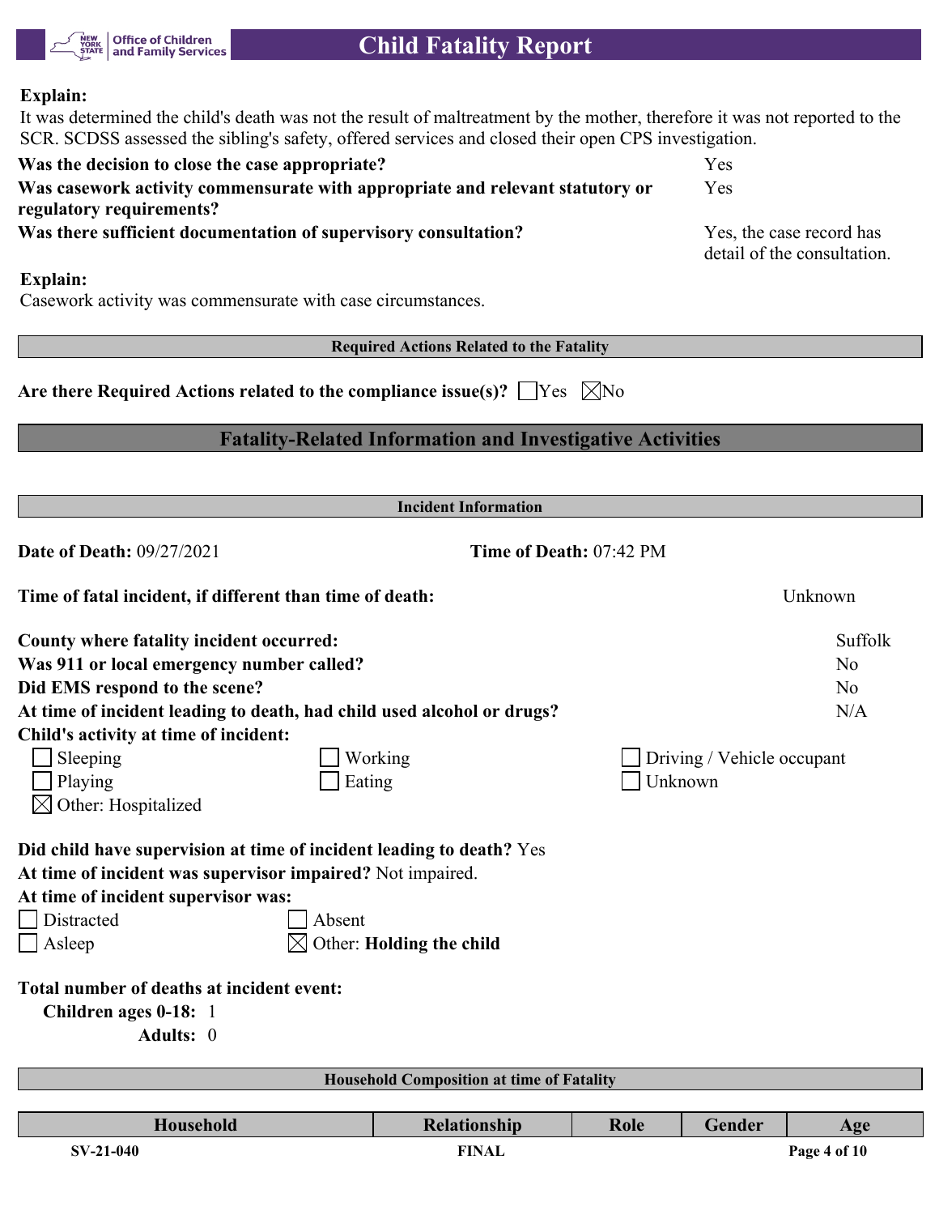**Explain:**
It was determined the child's death was not the result of maltreatment by the mother, therefore it was not reported to the SCR. SCDSS assessed the sibling's safety, offered services and closed their open CPS investigation.

**Was the decision to close the case appropriate?** Yes

**Was casework activity commensurate with appropriate and relevant statutory or regulatory requirements?** Yes

**Was there sufficient documentation of supervisory consultation?** Yes, the case record has detail of the consultation.

**Explain:**
Casework activity was commensurate with case circumstances.

### Required Actions Related to the Fatality

**Are there Required Actions related to the compliance issue(s)?** ☐ Yes ☒ No

## Fatality-Related Information and Investigative Activities

### Incident Information

**Date of Death:** 09/27/2021 **Time of Death:** 07:42 PM

**Time of fatal incident, if different than time of death:** Unknown

**County where fatality incident occurred:** Suffolk

**Was 911 or local emergency number called?** No

**Did EMS respond to the scene?** No

**At time of incident leading to death, had child used alcohol or drugs?** N/A

**Child's activity at time of incident:**

- ☐ Sleeping
- ☐ Working
- ☐ Driving / Vehicle occupant
- ☐ Playing
- ☐ Eating
- ☐ Unknown
- ☒ Other: Hospitalized

**Did child have supervision at time of incident leading to death?** Yes

**At time of incident was supervisor impaired?** Not impaired.

**At time of incident supervisor was:**

- ☐ Distracted
- ☐ Absent
- ☐ Asleep
- ☒ Other: **Holding the child**

**Total number of deaths at incident event:**

**Children ages 0-18:** 1

**Adults:** 0

### Household Composition at time of Fatality

| Household | Relationship | Role | Gender | Age |
|---|---|---|---|---|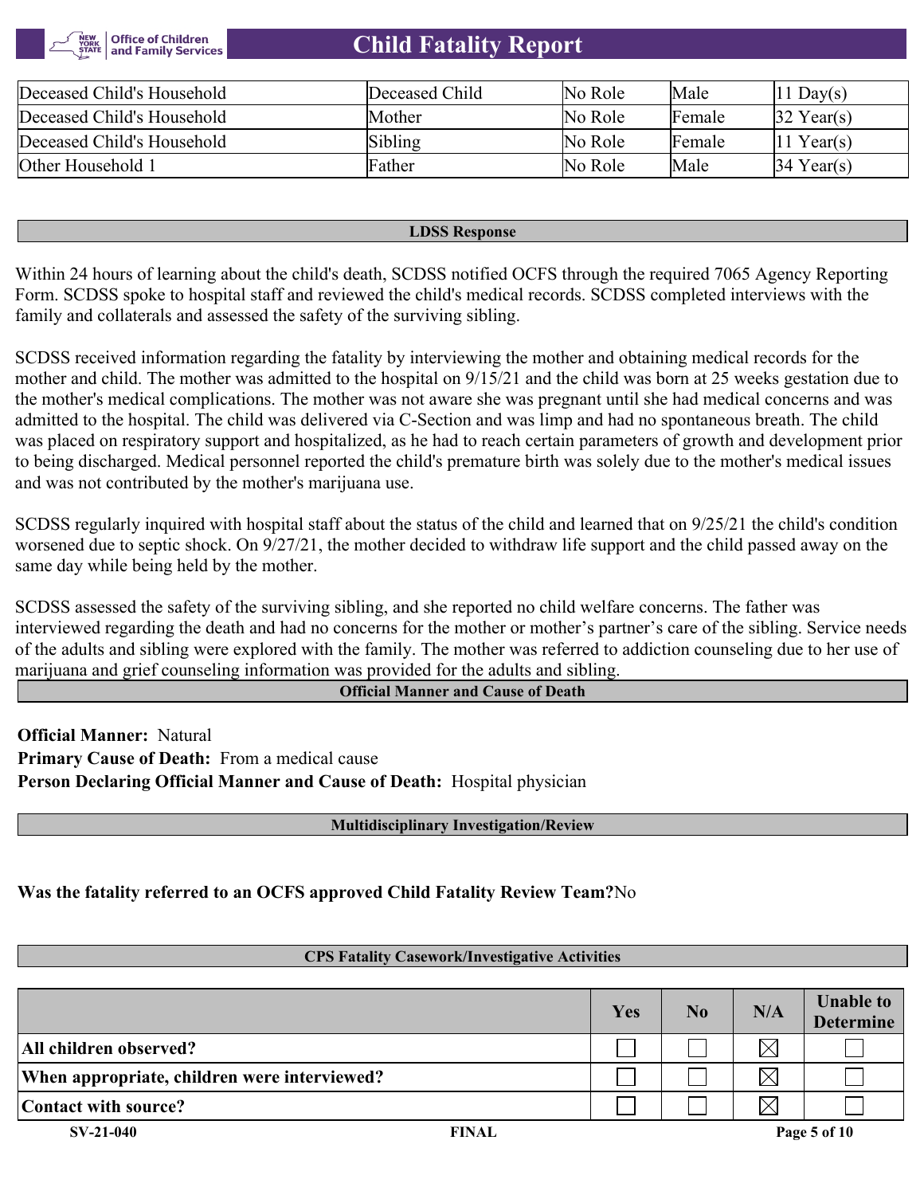| Deceased Child's Household | Deceased Child | No Role | Male | 11 Day(s) |
|---|---|---|---|---|
| Deceased Child's Household | Mother | No Role | Female | 32 Year(s) |
| Deceased Child's Household | Sibling | No Role | Female | 11 Year(s) |
| Other Household 1 | Father | No Role | Male | 34 Year(s) |

## LDSS Response

Within 24 hours of learning about the child's death, SCDSS notified OCFS through the required 7065 Agency Reporting Form. SCDSS spoke to hospital staff and reviewed the child's medical records. SCDSS completed interviews with the family and collaterals and assessed the safety of the surviving sibling.

SCDSS received information regarding the fatality by interviewing the mother and obtaining medical records for the mother and child. The mother was admitted to the hospital on 9/15/21 and the child was born at 25 weeks gestation due to the mother's medical complications. The mother was not aware she was pregnant until she had medical concerns and was admitted to the hospital. The child was delivered via C-Section and was limp and had no spontaneous breath. The child was placed on respiratory support and hospitalized, as he had to reach certain parameters of growth and development prior to being discharged. Medical personnel reported the child's premature birth was solely due to the mother's medical issues and was not contributed by the mother's marijuana use.

SCDSS regularly inquired with hospital staff about the status of the child and learned that on 9/25/21 the child's condition worsened due to septic shock. On 9/27/21, the mother decided to withdraw life support and the child passed away on the same day while being held by the mother.

SCDSS assessed the safety of the surviving sibling, and she reported no child welfare concerns. The father was interviewed regarding the death and had no concerns for the mother or mother's partner's care of the sibling. Service needs of the adults and sibling were explored with the family. The mother was referred to addiction counseling due to her use of marijuana and grief counseling information was provided for the adults and sibling.

## Official Manner and Cause of Death

**Official Manner:** Natural
**Primary Cause of Death:** From a medical cause
**Person Declaring Official Manner and Cause of Death:** Hospital physician

## Multidisciplinary Investigation/Review

**Was the fatality referred to an OCFS approved Child Fatality Review Team?** No

## CPS Fatality Casework/Investigative Activities

| | Yes | No | N/A | Unable to Determine |
|---|---|---|---|---|
| **All children observed?** | ☐ | ☐ | ☒ | ☐ |
| **When appropriate, children were interviewed?** | ☐ | ☐ | ☒ | ☐ |
| **Contact with source?** | ☐ | ☐ | ☒ | ☐ |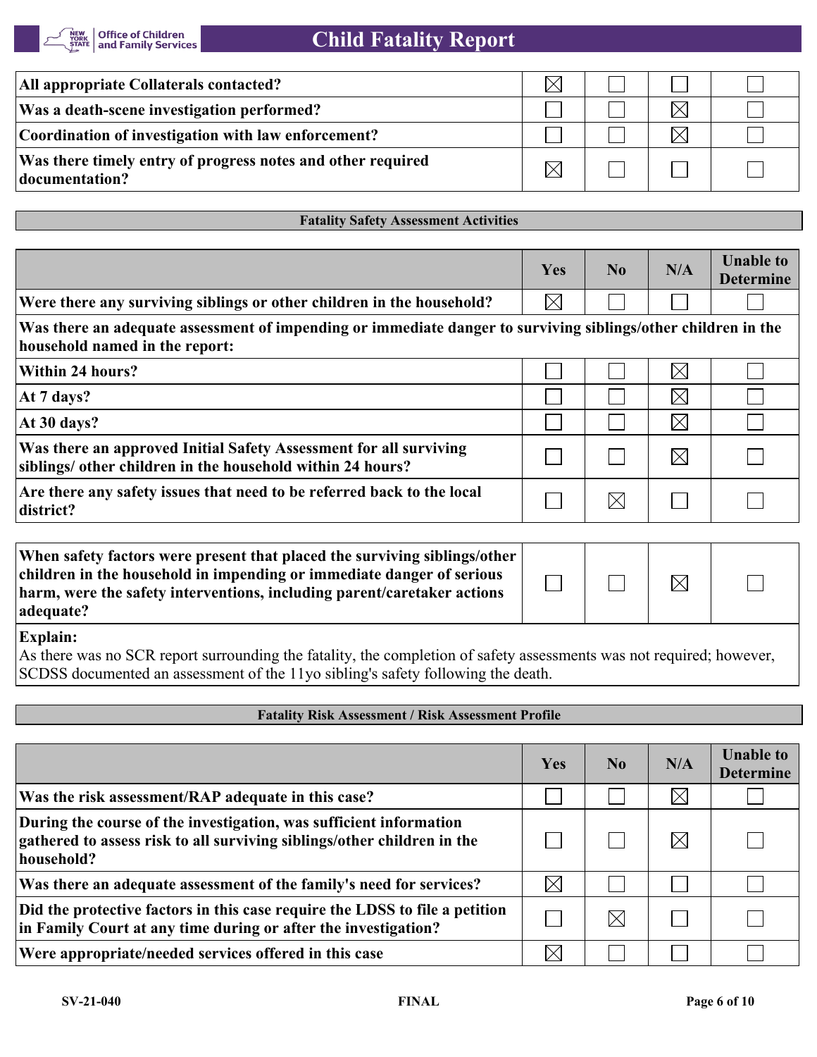| | Yes | No | N/A | Unable to Determine |
|---|---|---|---|---|
| **All appropriate Collaterals contacted?** | ☒ | ☐ | ☐ | ☐ |
| **Was a death-scene investigation performed?** | ☐ | ☐ | ☒ | ☐ |
| **Coordination of investigation with law enforcement?** | ☐ | ☐ | ☒ | ☐ |
| **Was there timely entry of progress notes and other required documentation?** | ☒ | ☐ | ☐ | ☐ |

## Fatality Safety Assessment Activities

| | Yes | No | N/A | Unable to Determine |
|---|---|---|---|---|
| **Were there any surviving siblings or other children in the household?** | ☒ | ☐ | ☐ | ☐ |
| **Was there an adequate assessment of impending or immediate danger to surviving siblings/other children in the household named in the report:** | | | | |
| **Within 24 hours?** | ☐ | ☐ | ☒ | ☐ |
| **At 7 days?** | ☐ | ☐ | ☒ | ☐ |
| **At 30 days?** | ☐ | ☐ | ☒ | ☐ |
| **Was there an approved Initial Safety Assessment for all surviving siblings/ other children in the household within 24 hours?** | ☐ | ☐ | ☒ | ☐ |
| **Are there any safety issues that need to be referred back to the local district?** | ☐ | ☒ | ☐ | ☐ |

| | Yes | No | N/A | Unable to Determine |
|---|---|---|---|---|
| **When safety factors were present that placed the surviving siblings/other children in the household in impending or immediate danger of serious harm, were the safety interventions, including parent/caretaker actions adequate?** | ☐ | ☐ | ☒ | ☐ |

**Explain:**
As there was no SCR report surrounding the fatality, the completion of safety assessments was not required; however, SCDSS documented an assessment of the 11yo sibling's safety following the death.

## Fatality Risk Assessment / Risk Assessment Profile

| | Yes | No | N/A | Unable to Determine |
|---|---|---|---|---|
| **Was the risk assessment/RAP adequate in this case?** | ☐ | ☐ | ☒ | ☐ |
| **During the course of the investigation, was sufficient information gathered to assess risk to all surviving siblings/other children in the household?** | ☐ | ☐ | ☒ | ☐ |
| **Was there an adequate assessment of the family's need for services?** | ☒ | ☐ | ☐ | ☐ |
| **Did the protective factors in this case require the LDSS to file a petition in Family Court at any time during or after the investigation?** | ☐ | ☒ | ☐ | ☐ |
| **Were appropriate/needed services offered in this case** | ☒ | ☐ | ☐ | ☐ |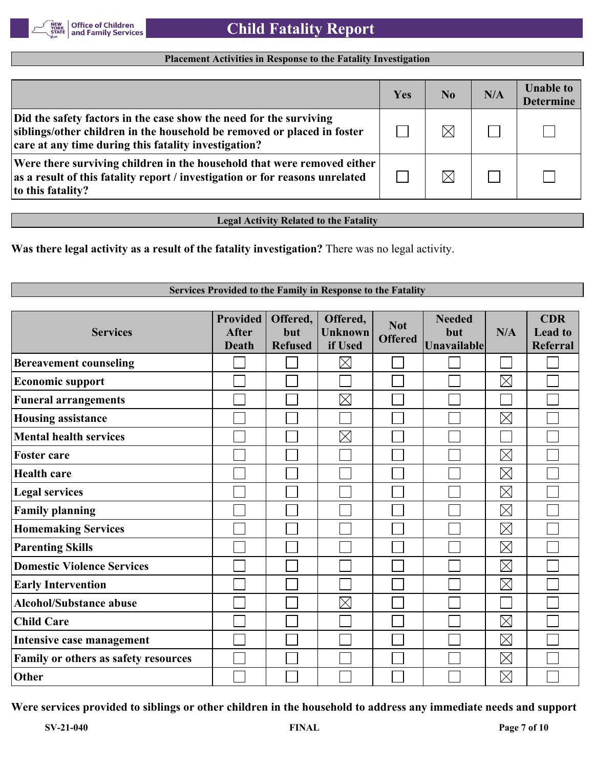## Placement Activities in Response to the Fatality Investigation

| | Yes | No | N/A | Unable to Determine |
|---|---|---|---|---|
| Did the safety factors in the case show the need for the surviving siblings/other children in the household be removed or placed in foster care at any time during this fatality investigation? | ☐ | ☒ | ☐ | ☐ |
| Were there surviving children in the household that were removed either as a result of this fatality report / investigation or for reasons unrelated to this fatality? | ☐ | ☒ | ☐ | ☐ |

## Legal Activity Related to the Fatality

**Was there legal activity as a result of the fatality investigation?** There was no legal activity.

## Services Provided to the Family in Response to the Fatality

| Services | Provided After Death | Offered, but Refused | Offered, Unknown if Used | Not Offered | Needed but Unavailable | N/A | CDR Lead to Referral |
|---|---|---|---|---|---|---|---|
| Bereavement counseling | ☐ | ☐ | ☒ | ☐ | ☐ | ☐ | ☐ |
| Economic support | ☐ | ☐ | ☐ | ☐ | ☐ | ☒ | ☐ |
| Funeral arrangements | ☐ | ☐ | ☒ | ☐ | ☐ | ☐ | ☐ |
| Housing assistance | ☐ | ☐ | ☐ | ☐ | ☐ | ☒ | ☐ |
| Mental health services | ☐ | ☐ | ☒ | ☐ | ☐ | ☐ | ☐ |
| Foster care | ☐ | ☐ | ☐ | ☐ | ☐ | ☒ | ☐ |
| Health care | ☐ | ☐ | ☐ | ☐ | ☐ | ☒ | ☐ |
| Legal services | ☐ | ☐ | ☐ | ☐ | ☐ | ☒ | ☐ |
| Family planning | ☐ | ☐ | ☐ | ☐ | ☐ | ☒ | ☐ |
| Homemaking Services | ☐ | ☐ | ☐ | ☐ | ☐ | ☒ | ☐ |
| Parenting Skills | ☐ | ☐ | ☐ | ☐ | ☐ | ☒ | ☐ |
| Domestic Violence Services | ☐ | ☐ | ☐ | ☐ | ☐ | ☒ | ☐ |
| Early Intervention | ☐ | ☐ | ☐ | ☐ | ☐ | ☒ | ☐ |
| Alcohol/Substance abuse | ☐ | ☐ | ☒ | ☐ | ☐ | ☐ | ☐ |
| Child Care | ☐ | ☐ | ☐ | ☐ | ☐ | ☒ | ☐ |
| Intensive case management | ☐ | ☐ | ☐ | ☐ | ☐ | ☒ | ☐ |
| Family or others as safety resources | ☐ | ☐ | ☐ | ☐ | ☐ | ☒ | ☐ |
| Other | ☐ | ☐ | ☐ | ☐ | ☐ | ☒ | ☐ |

**Were services provided to siblings or other children in the household to address any immediate needs and support**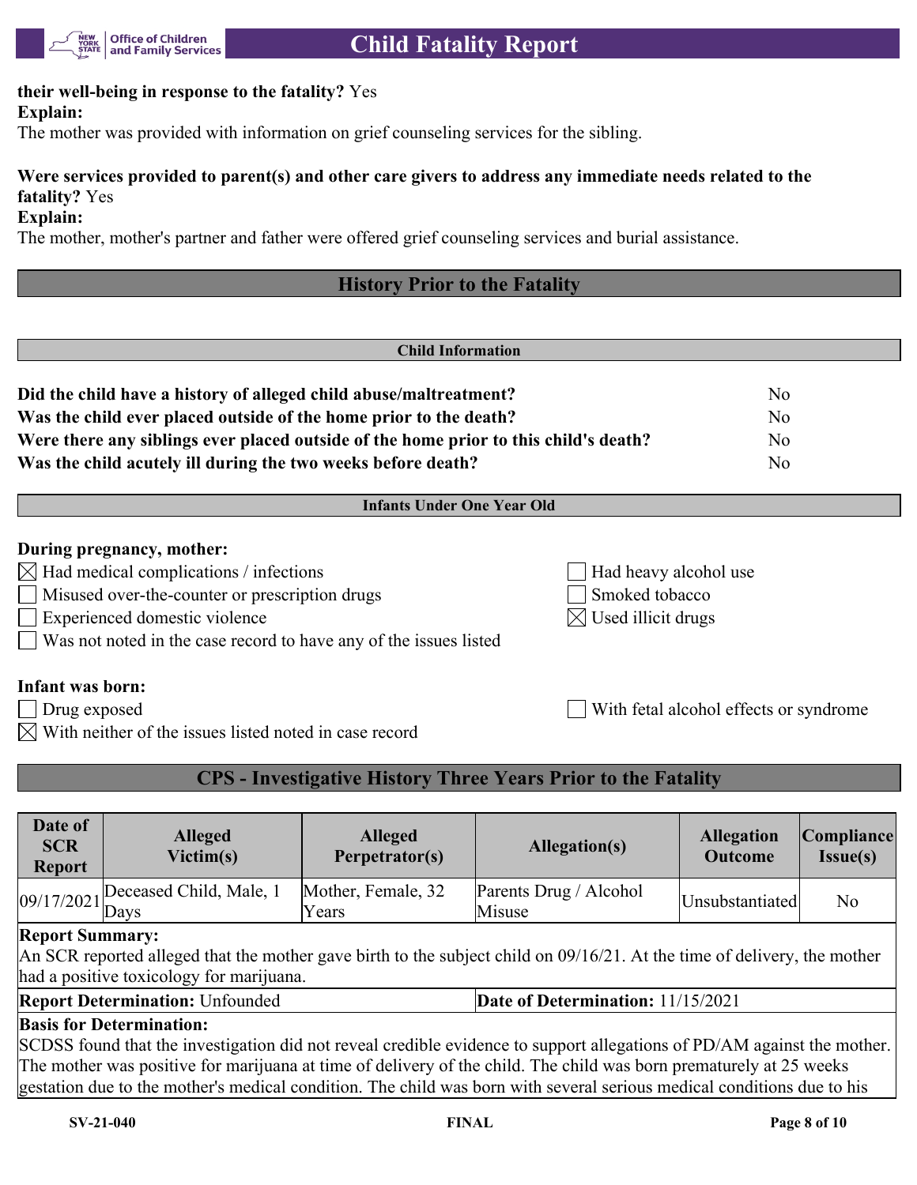**their well-being in response to the fatality?** Yes
**Explain:**
The mother was provided with information on grief counseling services for the sibling.

**Were services provided to parent(s) and other care givers to address any immediate needs related to the fatality?** Yes
**Explain:**
The mother, mother's partner and father were offered grief counseling services and burial assistance.

## History Prior to the Fatality

### Child Information

| | |
|---|---|
| **Did the child have a history of alleged child abuse/maltreatment?** | No |
| **Was the child ever placed outside of the home prior to the death?** | No |
| **Were there any siblings ever placed outside of the home prior to this child's death?** | No |
| **Was the child acutely ill during the two weeks before death?** | No |

### Infants Under One Year Old

**During pregnancy, mother:**

- ☒ Had medical complications / infections
- ☐ Had heavy alcohol use
- ☐ Misused over-the-counter or prescription drugs
- ☐ Smoked tobacco
- ☐ Experienced domestic violence
- ☒ Used illicit drugs
- ☐ Was not noted in the case record to have any of the issues listed

**Infant was born:**

- ☐ Drug exposed
- ☐ With fetal alcohol effects or syndrome
- ☒ With neither of the issues listed noted in case record

## CPS - Investigative History Three Years Prior to the Fatality

| Date of SCR Report | Alleged Victim(s) | Alleged Perpetrator(s) | Allegation(s) | Allegation Outcome | Compliance Issue(s) |
|---|---|---|---|---|---|
| 09/17/2021 | Deceased Child, Male, 1 Days | Mother, Female, 32 Years | Parents Drug / Alcohol Misuse | Unsubstantiated | No |

**Report Summary:**
An SCR reported alleged that the mother gave birth to the subject child on 09/16/21. At the time of delivery, the mother had a positive toxicology for marijuana.

**Report Determination:** Unfounded **Date of Determination:** 11/15/2021

**Basis for Determination:**
SCDSS found that the investigation did not reveal credible evidence to support allegations of PD/AM against the mother. The mother was positive for marijuana at time of delivery of the child. The child was born prematurely at 25 weeks gestation due to the mother's medical condition. The child was born with several serious medical conditions due to his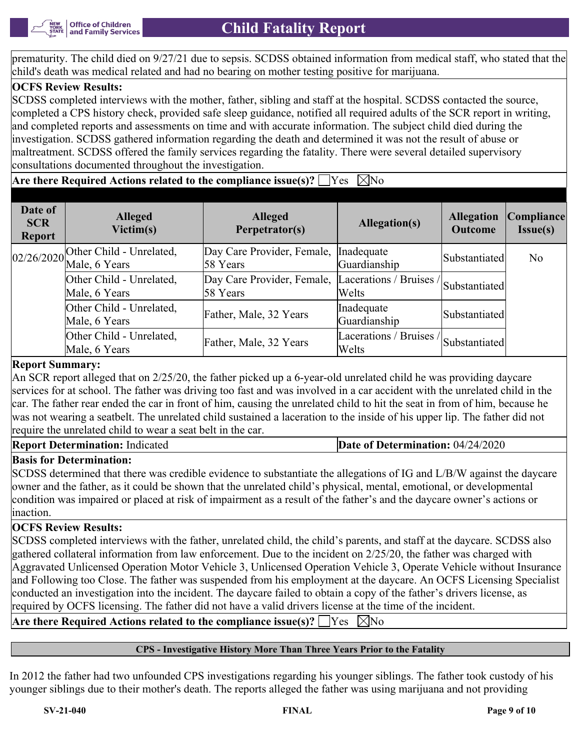prematurity. The child died on 9/27/21 due to sepsis. SCDSS obtained information from medical staff, who stated that the child's death was medical related and had no bearing on mother testing positive for marijuana.

**OCFS Review Results:**

SCDSS completed interviews with the mother, father, sibling and staff at the hospital. SCDSS contacted the source, completed a CPS history check, provided safe sleep guidance, notified all required adults of the SCR report in writing, and completed reports and assessments on time and with accurate information. The subject child died during the investigation. SCDSS gathered information regarding the death and determined it was not the result of abuse or maltreatment. SCDSS offered the family services regarding the fatality. There were several detailed supervisory consultations documented throughout the investigation.

**Are there Required Actions related to the compliance issue(s)?** ☐Yes ☒No

| Date of SCR Report | Alleged Victim(s) | Alleged Perpetrator(s) | Allegation(s) | Allegation Outcome | Compliance Issue(s) |
|---|---|---|---|---|---|
| 02/26/2020 | Other Child - Unrelated, Male, 6 Years | Day Care Provider, Female, 58 Years | Inadequate Guardianship | Substantiated | No |
| | Other Child - Unrelated, Male, 6 Years | Day Care Provider, Female, 58 Years | Lacerations / Bruises / Welts | Substantiated | |
| | Other Child - Unrelated, Male, 6 Years | Father, Male, 32 Years | Inadequate Guardianship | Substantiated | |
| | Other Child - Unrelated, Male, 6 Years | Father, Male, 32 Years | Lacerations / Bruises / Welts | Substantiated | |

**Report Summary:**

An SCR report alleged that on 2/25/20, the father picked up a 6-year-old unrelated child he was providing daycare services for at school. The father was driving too fast and was involved in a car accident with the unrelated child in the car. The father rear ended the car in front of him, causing the unrelated child to hit the seat in from of him, because he was not wearing a seatbelt. The unrelated child sustained a laceration to the inside of his upper lip. The father did not require the unrelated child to wear a seat belt in the car.

**Report Determination:** Indicated | **Date of Determination:** 04/24/2020

**Basis for Determination:**

SCDSS determined that there was credible evidence to substantiate the allegations of IG and L/B/W against the daycare owner and the father, as it could be shown that the unrelated child's physical, mental, emotional, or developmental condition was impaired or placed at risk of impairment as a result of the father's and the daycare owner's actions or inaction.

**OCFS Review Results:**

SCDSS completed interviews with the father, unrelated child, the child's parents, and staff at the daycare. SCDSS also gathered collateral information from law enforcement. Due to the incident on 2/25/20, the father was charged with Aggravated Unlicensed Operation Motor Vehicle 3, Unlicensed Operation Vehicle 3, Operate Vehicle without Insurance and Following too Close. The father was suspended from his employment at the daycare. An OCFS Licensing Specialist conducted an investigation into the incident. The daycare failed to obtain a copy of the father's drivers license, as required by OCFS licensing. The father did not have a valid drivers license at the time of the incident.

**Are there Required Actions related to the compliance issue(s)?** ☐Yes ☒No

## CPS - Investigative History More Than Three Years Prior to the Fatality

In 2012 the father had two unfounded CPS investigations regarding his younger siblings. The father took custody of his younger siblings due to their mother's death. The reports alleged the father was using marijuana and not providing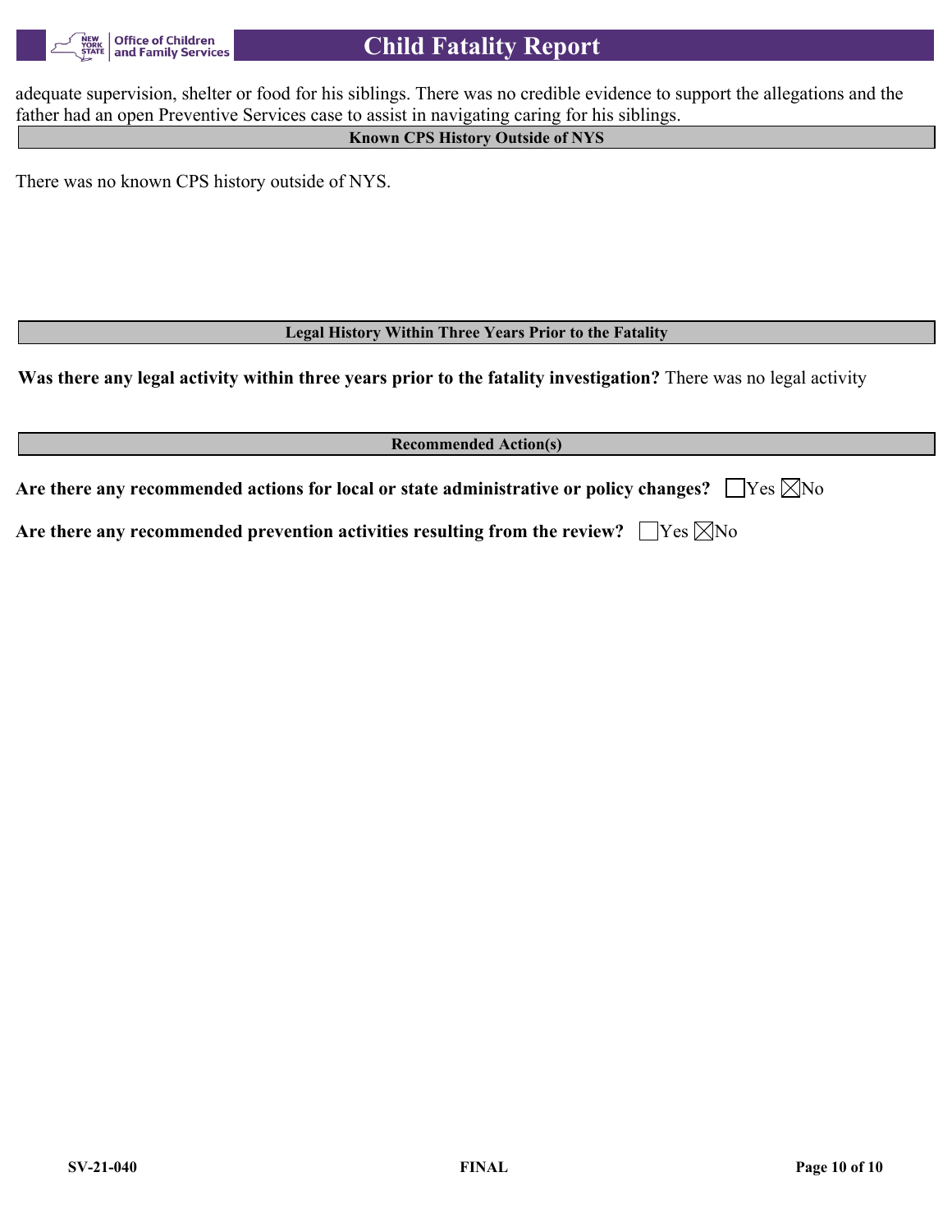adequate supervision, shelter or food for his siblings. There was no credible evidence to support the allegations and the father had an open Preventive Services case to assist in navigating caring for his siblings.

## Known CPS History Outside of NYS

There was no known CPS history outside of NYS.

## Legal History Within Three Years Prior to the Fatality

**Was there any legal activity within three years prior to the fatality investigation?** There was no legal activity

## Recommended Action(s)

**Are there any recommended actions for local or state administrative or policy changes?** ☐Yes ☒No

**Are there any recommended prevention activities resulting from the review?** ☐Yes ☒No